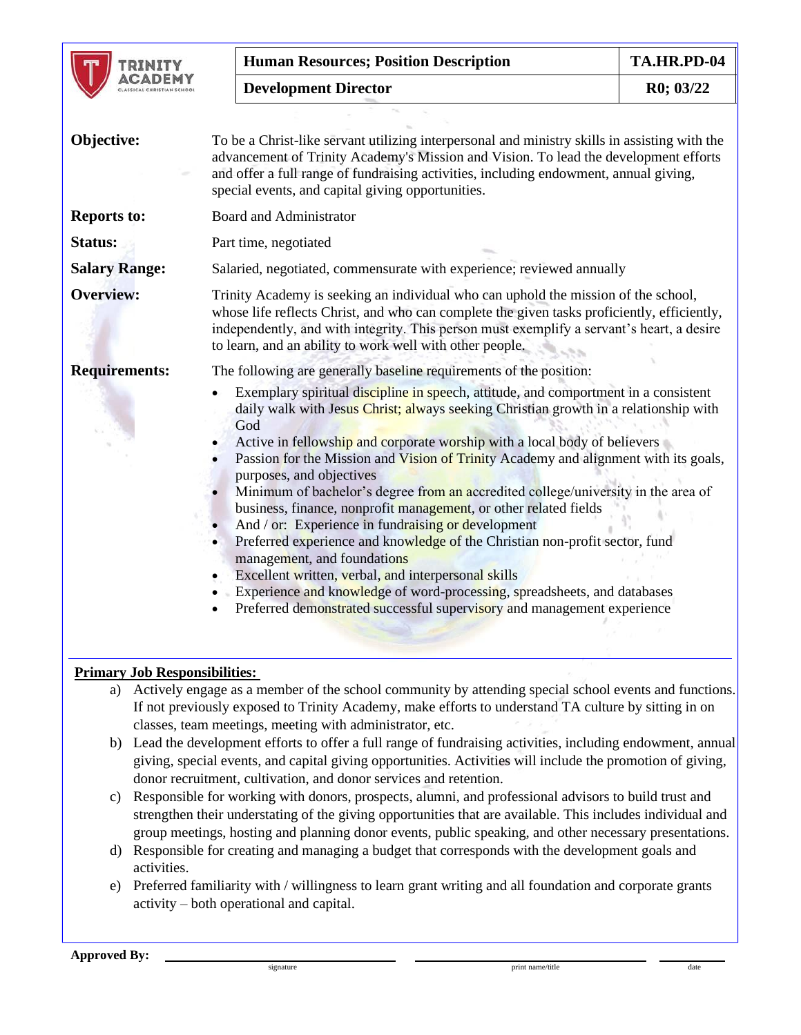| Human Resources; Position Description | TA.HR.PD-04 |
| --- | --- |
| Development Director | R0; 03/22 |

**Objective:** To be a Christ-like servant utilizing interpersonal and ministry skills in assisting with the advancement of Trinity Academy's Mission and Vision. To lead the development efforts and offer a full range of fundraising activities, including endowment, annual giving, special events, and capital giving opportunities.

**Reports to:** Board and Administrator

**Status:** Part time, negotiated

**Salary Range:** Salaried, negotiated, commensurate with experience; reviewed annually

**Overview:** Trinity Academy is seeking an individual who can uphold the mission of the school, whose life reflects Christ, and who can complete the given tasks proficiently, efficiently, independently, and with integrity. This person must exemplify a servant's heart, a desire to learn, and an ability to work well with other people.

**Requirements:** The following are generally baseline requirements of the position:

- Exemplary spiritual discipline in speech, attitude, and comportment in a consistent daily walk with Jesus Christ; always seeking Christian growth in a relationship with God
- Active in fellowship and corporate worship with a local body of believers
- Passion for the Mission and Vision of Trinity Academy and alignment with its goals, purposes, and objectives
- Minimum of bachelor's degree from an accredited college/university in the area of business, finance, nonprofit management, or other related fields
- And / or: Experience in fundraising or development
- Preferred experience and knowledge of the Christian non-profit sector, fund management, and foundations
- Excellent written, verbal, and interpersonal skills
- Experience and knowledge of word-processing, spreadsheets, and databases
- Preferred demonstrated successful supervisory and management experience

**Primary Job Responsibilities:**

a) Actively engage as a member of the school community by attending special school events and functions. If not previously exposed to Trinity Academy, make efforts to understand TA culture by sitting in on classes, team meetings, meeting with administrator, etc.
b) Lead the development efforts to offer a full range of fundraising activities, including endowment, annual giving, special events, and capital giving opportunities. Activities will include the promotion of giving, donor recruitment, cultivation, and donor services and retention.
c) Responsible for working with donors, prospects, alumni, and professional advisors to build trust and strengthen their understating of the giving opportunities that are available. This includes individual and group meetings, hosting and planning donor events, public speaking, and other necessary presentations.
d) Responsible for creating and managing a budget that corresponds with the development goals and activities.
e) Preferred familiarity with / willingness to learn grant writing and all foundation and corporate grants activity – both operational and capital.

**Approved By:** ______________________ (signature) ______________________ (print name/title) __________ (date)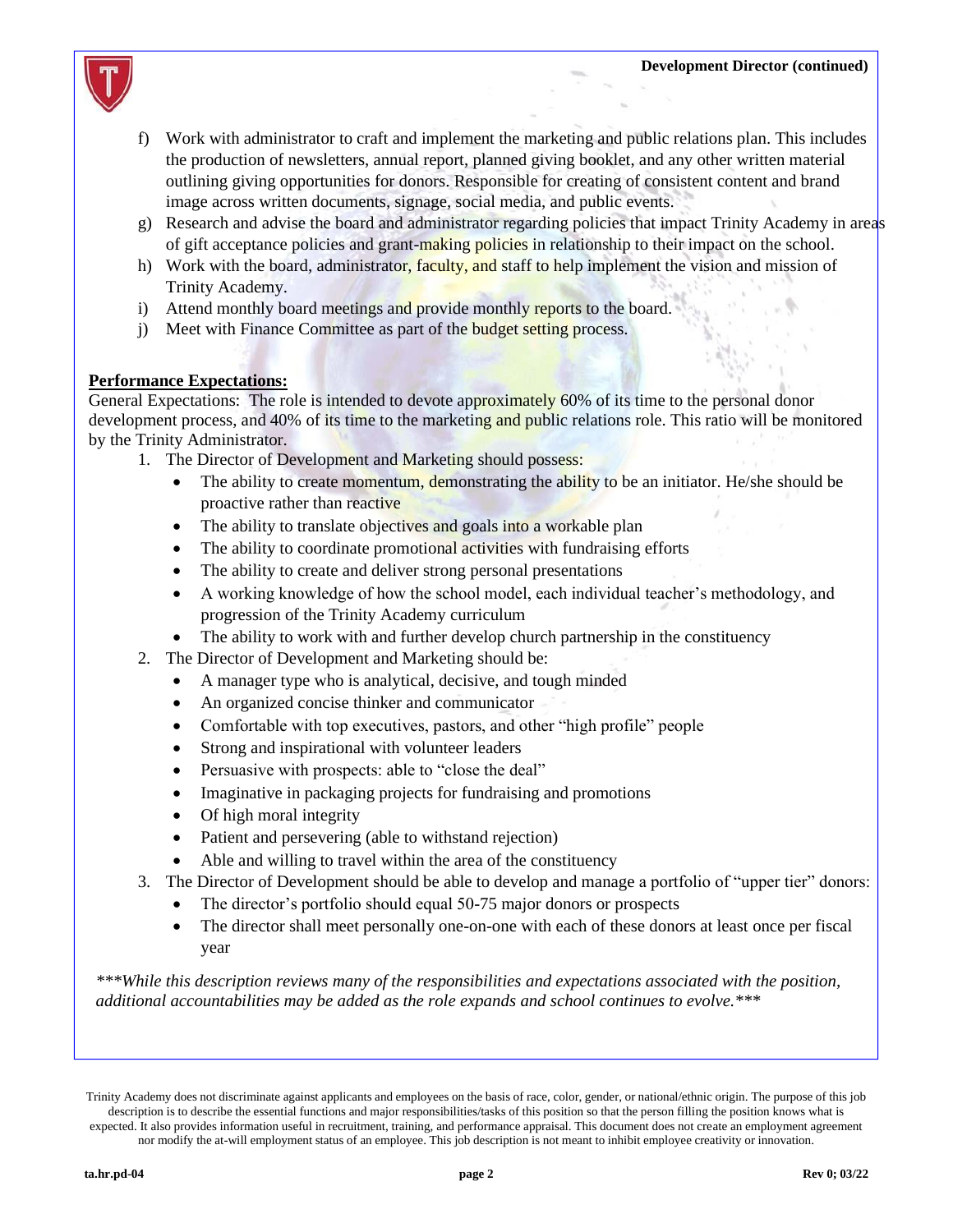f) Work with administrator to craft and implement the marketing and public relations plan. This includes the production of newsletters, annual report, planned giving booklet, and any other written material outlining giving opportunities for donors. Responsible for creating of consistent content and brand image across written documents, signage, social media, and public events.

g) Research and advise the board and administrator regarding policies that impact Trinity Academy in areas of gift acceptance policies and grant-making policies in relationship to their impact on the school.

h) Work with the board, administrator, faculty, and staff to help implement the vision and mission of Trinity Academy.

i) Attend monthly board meetings and provide monthly reports to the board.

j) Meet with Finance Committee as part of the budget setting process.

**Performance Expectations:**

General Expectations: The role is intended to devote approximately 60% of its time to the personal donor development process, and 40% of its time to the marketing and public relations role. This ratio will be monitored by the Trinity Administrator.

1. The Director of Development and Marketing should possess:
   - The ability to create momentum, demonstrating the ability to be an initiator. He/she should be proactive rather than reactive
   - The ability to translate objectives and goals into a workable plan
   - The ability to coordinate promotional activities with fundraising efforts
   - The ability to create and deliver strong personal presentations
   - A working knowledge of how the school model, each individual teacher's methodology, and progression of the Trinity Academy curriculum
   - The ability to work with and further develop church partnership in the constituency
2. The Director of Development and Marketing should be:
   - A manager type who is analytical, decisive, and tough minded
   - An organized concise thinker and communicator
   - Comfortable with top executives, pastors, and other "high profile" people
   - Strong and inspirational with volunteer leaders
   - Persuasive with prospects: able to "close the deal"
   - Imaginative in packaging projects for fundraising and promotions
   - Of high moral integrity
   - Patient and persevering (able to withstand rejection)
   - Able and willing to travel within the area of the constituency
3. The Director of Development should be able to develop and manage a portfolio of "upper tier" donors:
   - The director's portfolio should equal 50-75 major donors or prospects
   - The director shall meet personally one-on-one with each of these donors at least once per fiscal year

****While this description reviews many of the responsibilities and expectations associated with the position, additional accountabilities may be added as the role expands and school continues to evolve.****

Trinity Academy does not discriminate against applicants and employees on the basis of race, color, gender, or national/ethnic origin. The purpose of this job description is to describe the essential functions and major responsibilities/tasks of this position so that the person filling the position knows what is expected. It also provides information useful in recruitment, training, and performance appraisal. This document does not create an employment agreement nor modify the at-will employment status of an employee. This job description is not meant to inhibit employee creativity or innovation.